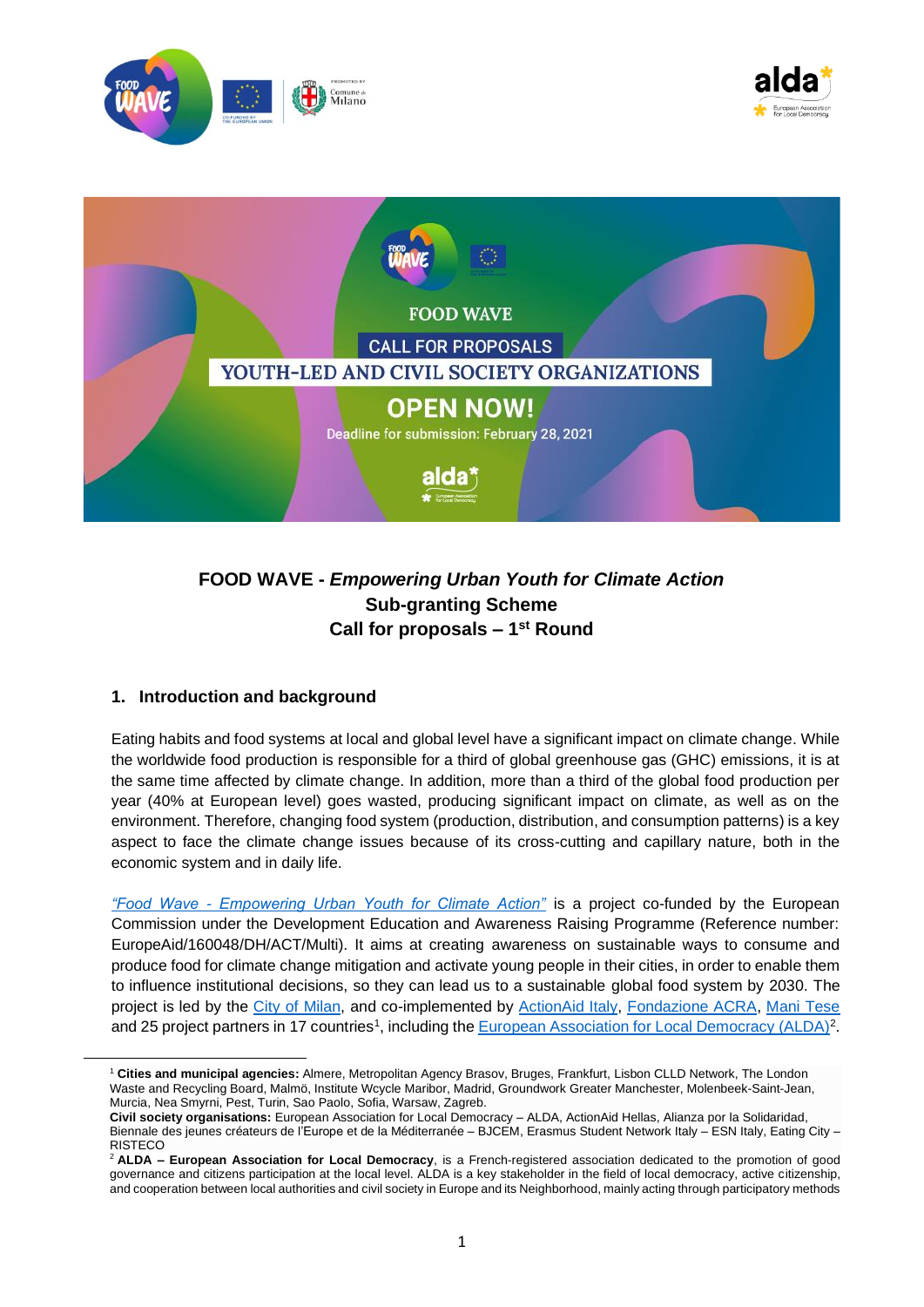# FOOD WAVE - *Empowering Urban Youth for Climate Action*
## Sub-granting Scheme
## Call for proposals – 1st Round

## 1. Introduction and background

Eating habits and food systems at local and global level have a significant impact on climate change. While the worldwide food production is responsible for a third of global greenhouse gas (GHC) emissions, it is at the same time affected by climate change. In addition, more than a third of the global food production per year (40% at European level) goes wasted, producing significant impact on climate, as well as on the environment. Therefore, changing food system (production, distribution, and consumption patterns) is a key aspect to face the climate change issues because of its cross-cutting and capillary nature, both in the economic system and in daily life.

*"Food Wave - Empowering Urban Youth for Climate Action"* is a project co-funded by the European Commission under the Development Education and Awareness Raising Programme (Reference number: EuropeAid/160048/DH/ACT/Multi). It aims at creating awareness on sustainable ways to consume and produce food for climate change mitigation and activate young people in their cities, in order to enable them to influence institutional decisions, so they can lead us to a sustainable global food system by 2030. The project is led by the City of Milan, and co-implemented by ActionAid Italy, Fondazione ACRA, Mani Tese and 25 project partners in 17 countries[1], including the European Association for Local Democracy (ALDA)[2].

---

[1] **Cities and municipal agencies:** Almere, Metropolitan Agency Brasov, Bruges, Frankfurt, Lisbon CLLD Network, The London Waste and Recycling Board, Malmö, Institute Wcycle Maribor, Madrid, Groundwork Greater Manchester, Molenbeek-Saint-Jean, Murcia, Nea Smyrni, Pest, Turin, Sao Paolo, Sofia, Warsaw, Zagreb.
**Civil society organisations:** European Association for Local Democracy – ALDA, ActionAid Hellas, Alianza por la Solidaridad, Biennale des jeunes créateurs de l'Europe et de la Méditerranée – BJCEM, Erasmus Student Network Italy – ESN Italy, Eating City – RISTECO

[2] **ALDA – European Association for Local Democracy**, is a French-registered association dedicated to the promotion of good governance and citizens participation at the local level. ALDA is a key stakeholder in the field of local democracy, active citizenship, and cooperation between local authorities and civil society in Europe and its Neighborhood, mainly acting through participatory methods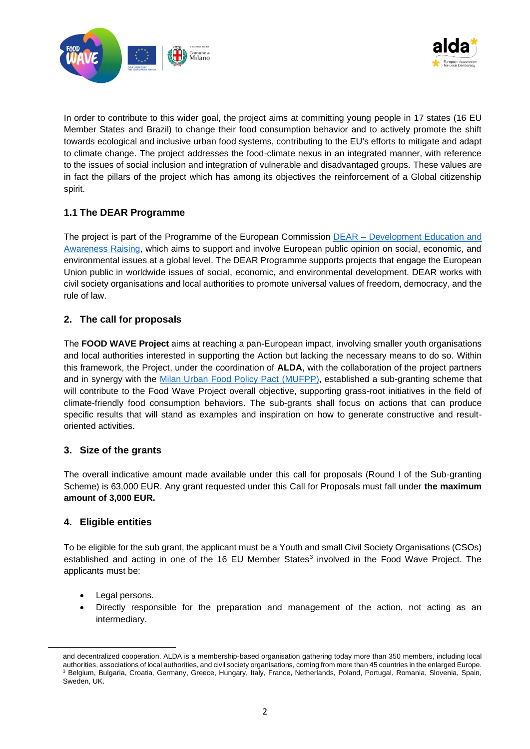In order to contribute to this wider goal, the project aims at committing young people in 17 states (16 EU Member States and Brazil) to change their food consumption behavior and to actively promote the shift towards ecological and inclusive urban food systems, contributing to the EU's efforts to mitigate and adapt to climate change. The project addresses the food-climate nexus in an integrated manner, with reference to the issues of social inclusion and integration of vulnerable and disadvantaged groups. These values are in fact the pillars of the project which has among its objectives the reinforcement of a Global citizenship spirit.

### 1.1 The DEAR Programme

The project is part of the Programme of the European Commission [DEAR – Development Education and Awareness Raising](), which aims to support and involve European public opinion on social, economic, and environmental issues at a global level. The DEAR Programme supports projects that engage the European Union public in worldwide issues of social, economic, and environmental development. DEAR works with civil society organisations and local authorities to promote universal values of freedom, democracy, and the rule of law.

## 2. The call for proposals

The **FOOD WAVE Project** aims at reaching a pan-European impact, involving smaller youth organisations and local authorities interested in supporting the Action but lacking the necessary means to do so. Within this framework, the Project, under the coordination of **ALDA**, with the collaboration of the project partners and in synergy with the [Milan Urban Food Policy Pact (MUFPP)](), established a sub-granting scheme that will contribute to the Food Wave Project overall objective, supporting grass-root initiatives in the field of climate-friendly food consumption behaviors. The sub-grants shall focus on actions that can produce specific results that will stand as examples and inspiration on how to generate constructive and result-oriented activities.

## 3. Size of the grants

The overall indicative amount made available under this call for proposals (Round I of the Sub-granting Scheme) is 63,000 EUR. Any grant requested under this Call for Proposals must fall under **the maximum amount of 3,000 EUR.**

## 4. Eligible entities

To be eligible for the sub grant, the applicant must be a Youth and small Civil Society Organisations (CSOs) established and acting in one of the 16 EU Member States[3] involved in the Food Wave Project. The applicants must be:

- Legal persons.
- Directly responsible for the preparation and management of the action, not acting as an intermediary.

---

and decentralized cooperation. ALDA is a membership-based organisation gathering today more than 350 members, including local authorities, associations of local authorities, and civil society organisations, coming from more than 45 countries in the enlarged Europe.

[3] Belgium, Bulgaria, Croatia, Germany, Greece, Hungary, Italy, France, Netherlands, Poland, Portugal, Romania, Slovenia, Spain, Sweden, UK.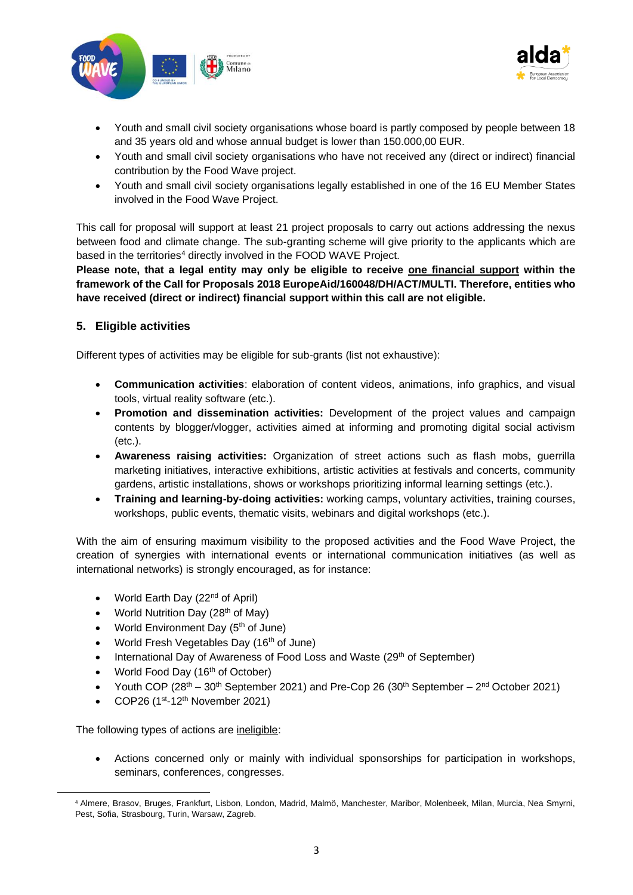- Youth and small civil society organisations whose board is partly composed by people between 18 and 35 years old and whose annual budget is lower than 150.000,00 EUR.
- Youth and small civil society organisations who have not received any (direct or indirect) financial contribution by the Food Wave project.
- Youth and small civil society organisations legally established in one of the 16 EU Member States involved in the Food Wave Project.

This call for proposal will support at least 21 project proposals to carry out actions addressing the nexus between food and climate change. The sub-granting scheme will give priority to the applicants which are based in the territories[4] directly involved in the FOOD WAVE Project.

**Please note, that a legal entity may only be eligible to receive <u>one financial support</u> within the framework of the Call for Proposals 2018 EuropeAid/160048/DH/ACT/MULTI. Therefore, entities who have received (direct or indirect) financial support within this call are not eligible.**

## 5. Eligible activities

Different types of activities may be eligible for sub-grants (list not exhaustive):

- **Communication activities**: elaboration of content videos, animations, info graphics, and visual tools, virtual reality software (etc.).
- **Promotion and dissemination activities:** Development of the project values and campaign contents by blogger/vlogger, activities aimed at informing and promoting digital social activism (etc.).
- **Awareness raising activities:** Organization of street actions such as flash mobs, guerrilla marketing initiatives, interactive exhibitions, artistic activities at festivals and concerts, community gardens, artistic installations, shows or workshops prioritizing informal learning settings (etc.).
- **Training and learning-by-doing activities:** working camps, voluntary activities, training courses, workshops, public events, thematic visits, webinars and digital workshops (etc.).

With the aim of ensuring maximum visibility to the proposed activities and the Food Wave Project, the creation of synergies with international events or international communication initiatives (as well as international networks) is strongly encouraged, as for instance:

- World Earth Day (22nd of April)
- World Nutrition Day (28th of May)
- World Environment Day (5th of June)
- World Fresh Vegetables Day (16th of June)
- International Day of Awareness of Food Loss and Waste (29th of September)
- World Food Day (16th of October)
- Youth COP (28th – 30th September 2021) and Pre-Cop 26 (30th September – 2nd October 2021)
- COP26 (1st-12th November 2021)

The following types of actions are <u>ineligible</u>:

- Actions concerned only or mainly with individual sponsorships for participation in workshops, seminars, conferences, congresses.

[4] Almere, Brasov, Bruges, Frankfurt, Lisbon, London, Madrid, Malmö, Manchester, Maribor, Molenbeek, Milan, Murcia, Nea Smyrni, Pest, Sofia, Strasbourg, Turin, Warsaw, Zagreb.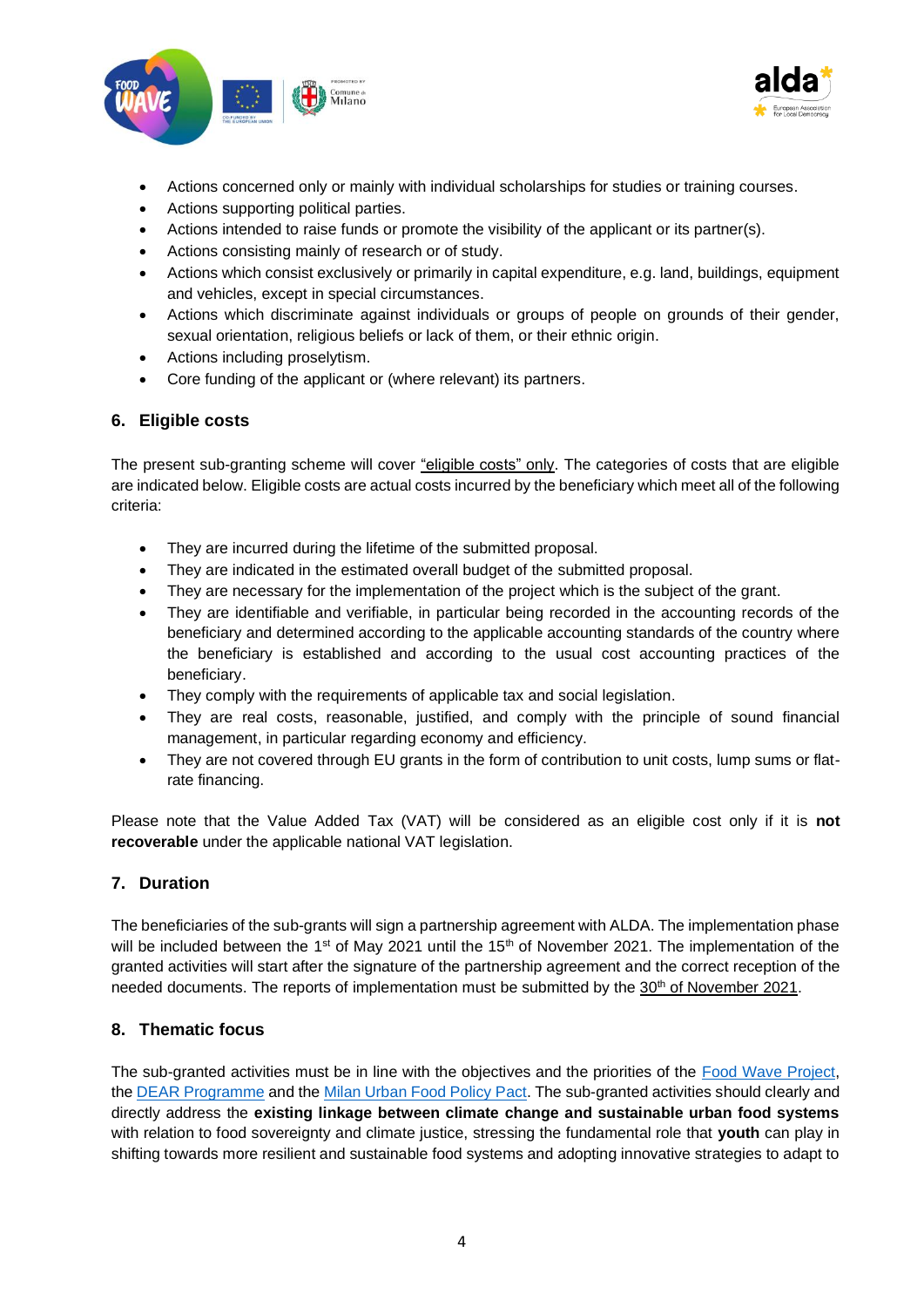- Actions concerned only or mainly with individual scholarships for studies or training courses.
- Actions supporting political parties.
- Actions intended to raise funds or promote the visibility of the applicant or its partner(s).
- Actions consisting mainly of research or of study.
- Actions which consist exclusively or primarily in capital expenditure, e.g. land, buildings, equipment and vehicles, except in special circumstances.
- Actions which discriminate against individuals or groups of people on grounds of their gender, sexual orientation, religious beliefs or lack of them, or their ethnic origin.
- Actions including proselytism.
- Core funding of the applicant or (where relevant) its partners.

## 6. Eligible costs

The present sub-granting scheme will cover "eligible costs" only. The categories of costs that are eligible are indicated below. Eligible costs are actual costs incurred by the beneficiary which meet all of the following criteria:

- They are incurred during the lifetime of the submitted proposal.
- They are indicated in the estimated overall budget of the submitted proposal.
- They are necessary for the implementation of the project which is the subject of the grant.
- They are identifiable and verifiable, in particular being recorded in the accounting records of the beneficiary and determined according to the applicable accounting standards of the country where the beneficiary is established and according to the usual cost accounting practices of the beneficiary.
- They comply with the requirements of applicable tax and social legislation.
- They are real costs, reasonable, justified, and comply with the principle of sound financial management, in particular regarding economy and efficiency.
- They are not covered through EU grants in the form of contribution to unit costs, lump sums or flat-rate financing.

Please note that the Value Added Tax (VAT) will be considered as an eligible cost only if it is **not recoverable** under the applicable national VAT legislation.

## 7. Duration

The beneficiaries of the sub-grants will sign a partnership agreement with ALDA. The implementation phase will be included between the 1st of May 2021 until the 15th of November 2021. The implementation of the granted activities will start after the signature of the partnership agreement and the correct reception of the needed documents. The reports of implementation must be submitted by the 30th of November 2021.

## 8. Thematic focus

The sub-granted activities must be in line with the objectives and the priorities of the Food Wave Project, the DEAR Programme and the Milan Urban Food Policy Pact. The sub-granted activities should clearly and directly address the **existing linkage between climate change and sustainable urban food systems** with relation to food sovereignty and climate justice, stressing the fundamental role that **youth** can play in shifting towards more resilient and sustainable food systems and adopting innovative strategies to adapt to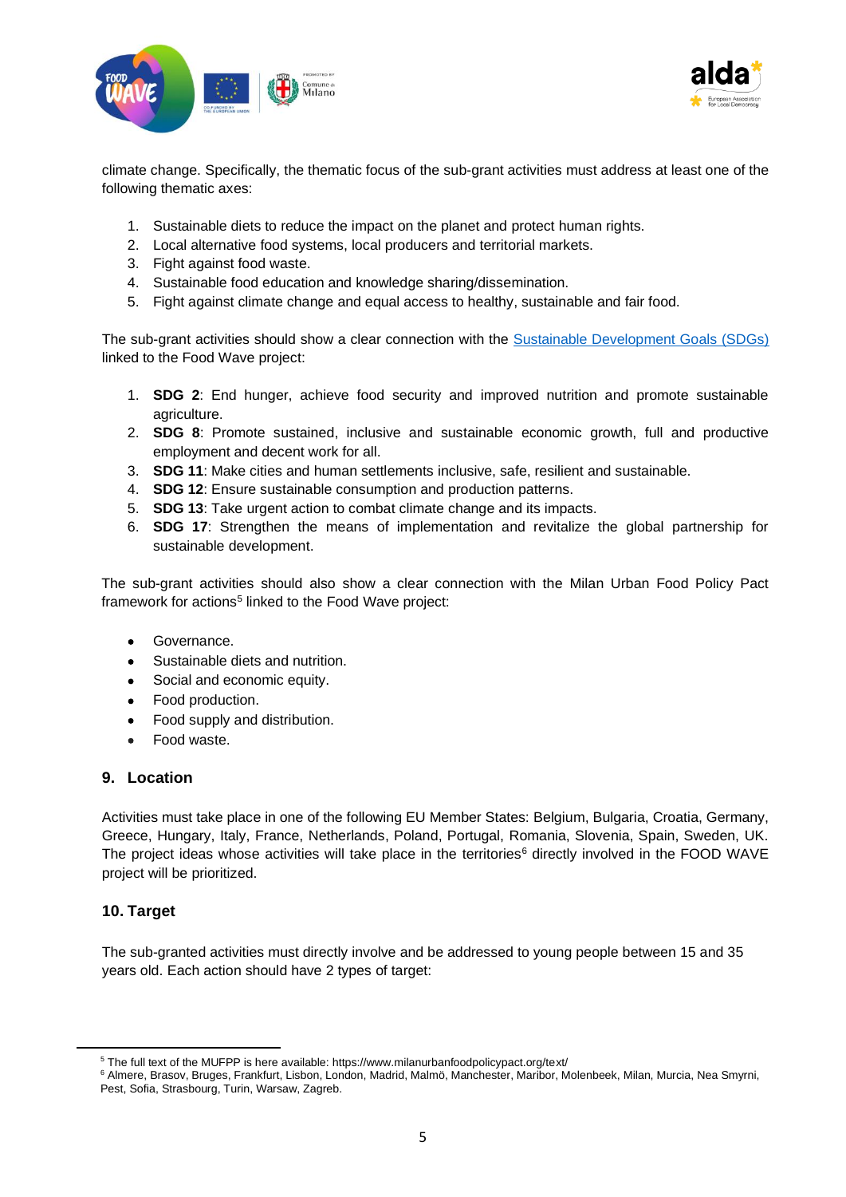climate change. Specifically, the thematic focus of the sub-grant activities must address at least one of the following thematic axes:

1. Sustainable diets to reduce the impact on the planet and protect human rights.
2. Local alternative food systems, local producers and territorial markets.
3. Fight against food waste.
4. Sustainable food education and knowledge sharing/dissemination.
5. Fight against climate change and equal access to healthy, sustainable and fair food.

The sub-grant activities should show a clear connection with the [Sustainable Development Goals (SDGs)](#) linked to the Food Wave project:

1. **SDG 2**: End hunger, achieve food security and improved nutrition and promote sustainable agriculture.
2. **SDG 8**: Promote sustained, inclusive and sustainable economic growth, full and productive employment and decent work for all.
3. **SDG 11**: Make cities and human settlements inclusive, safe, resilient and sustainable.
4. **SDG 12**: Ensure sustainable consumption and production patterns.
5. **SDG 13**: Take urgent action to combat climate change and its impacts.
6. **SDG 17**: Strengthen the means of implementation and revitalize the global partnership for sustainable development.

The sub-grant activities should also show a clear connection with the Milan Urban Food Policy Pact framework for actions[5] linked to the Food Wave project:

- Governance.
- Sustainable diets and nutrition.
- Social and economic equity.
- Food production.
- Food supply and distribution.
- Food waste.

## 9. Location

Activities must take place in one of the following EU Member States: Belgium, Bulgaria, Croatia, Germany, Greece, Hungary, Italy, France, Netherlands, Poland, Portugal, Romania, Slovenia, Spain, Sweden, UK. The project ideas whose activities will take place in the territories[6] directly involved in the FOOD WAVE project will be prioritized.

## 10. Target

The sub-granted activities must directly involve and be addressed to young people between 15 and 35 years old. Each action should have 2 types of target:

---

[5] The full text of the MUFPP is here available: https://www.milanurbanfoodpolicypact.org/text/

[6] Almere, Brasov, Bruges, Frankfurt, Lisbon, London, Madrid, Malmö, Manchester, Maribor, Molenbeek, Milan, Murcia, Nea Smyrni, Pest, Sofia, Strasbourg, Turin, Warsaw, Zagreb.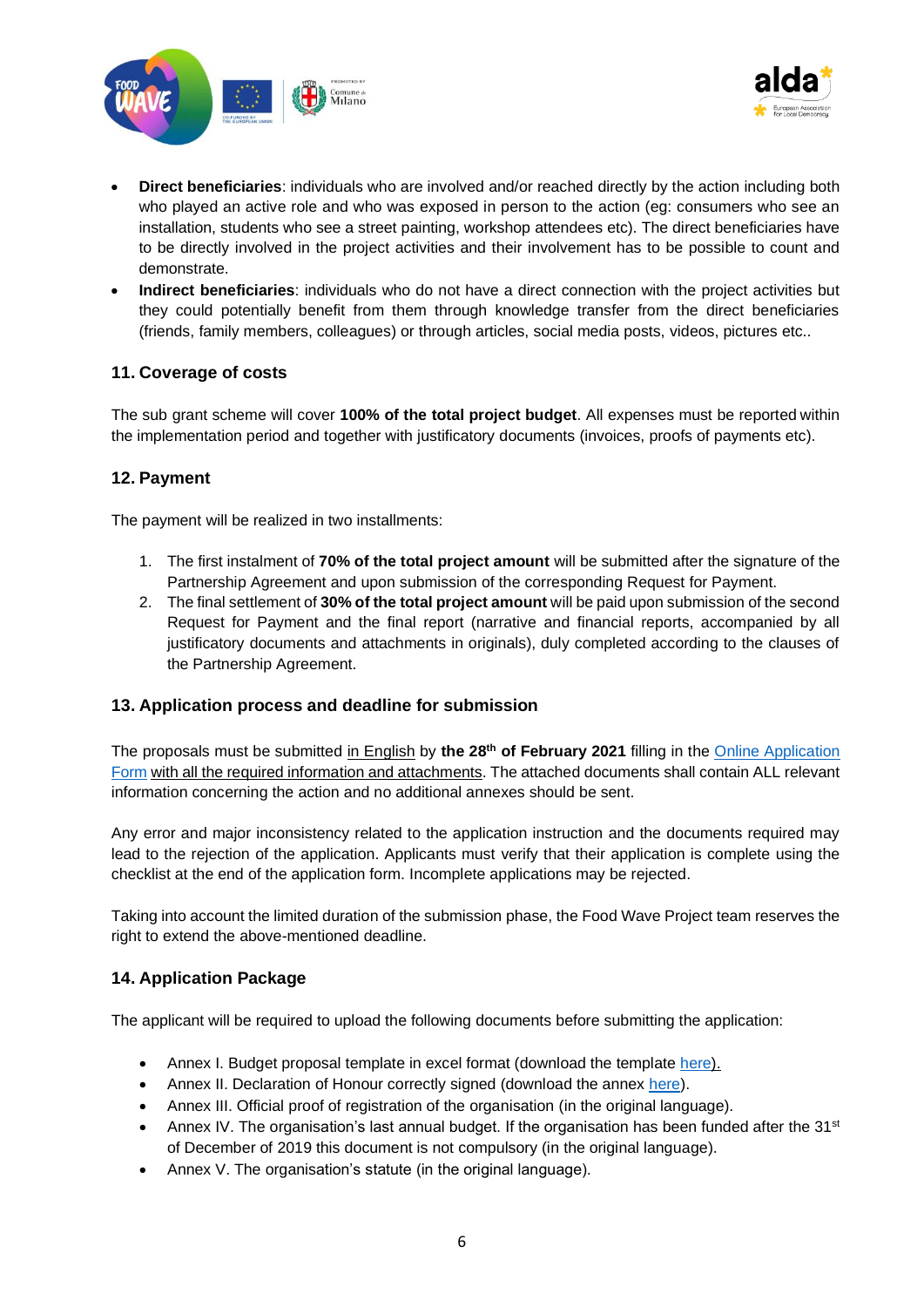- **Direct beneficiaries**: individuals who are involved and/or reached directly by the action including both who played an active role and who was exposed in person to the action (eg: consumers who see an installation, students who see a street painting, workshop attendees etc). The direct beneficiaries have to be directly involved in the project activities and their involvement has to be possible to count and demonstrate.
- **Indirect beneficiaries**: individuals who do not have a direct connection with the project activities but they could potentially benefit from them through knowledge transfer from the direct beneficiaries (friends, family members, colleagues) or through articles, social media posts, videos, pictures etc..

### 11. Coverage of costs

The sub grant scheme will cover **100% of the total project budget**. All expenses must be reported within the implementation period and together with justificatory documents (invoices, proofs of payments etc).

### 12. Payment

The payment will be realized in two installments:

1. The first instalment of **70% of the total project amount** will be submitted after the signature of the Partnership Agreement and upon submission of the corresponding Request for Payment.
2. The final settlement of **30% of the total project amount** will be paid upon submission of the second Request for Payment and the final report (narrative and financial reports, accompanied by all justificatory documents and attachments in originals), duly completed according to the clauses of the Partnership Agreement.

### 13. Application process and deadline for submission

The proposals must be submitted in English by **the 28th of February 2021** filling in the Online Application Form with all the required information and attachments. The attached documents shall contain ALL relevant information concerning the action and no additional annexes should be sent.

Any error and major inconsistency related to the application instruction and the documents required may lead to the rejection of the application. Applicants must verify that their application is complete using the checklist at the end of the application form. Incomplete applications may be rejected.

Taking into account the limited duration of the submission phase, the Food Wave Project team reserves the right to extend the above-mentioned deadline.

### 14. Application Package

The applicant will be required to upload the following documents before submitting the application:

- Annex I. Budget proposal template in excel format (download the template here).
- Annex II. Declaration of Honour correctly signed (download the annex here).
- Annex III. Official proof of registration of the organisation (in the original language).
- Annex IV. The organisation's last annual budget. If the organisation has been funded after the 31st of December of 2019 this document is not compulsory (in the original language).
- Annex V. The organisation's statute (in the original language).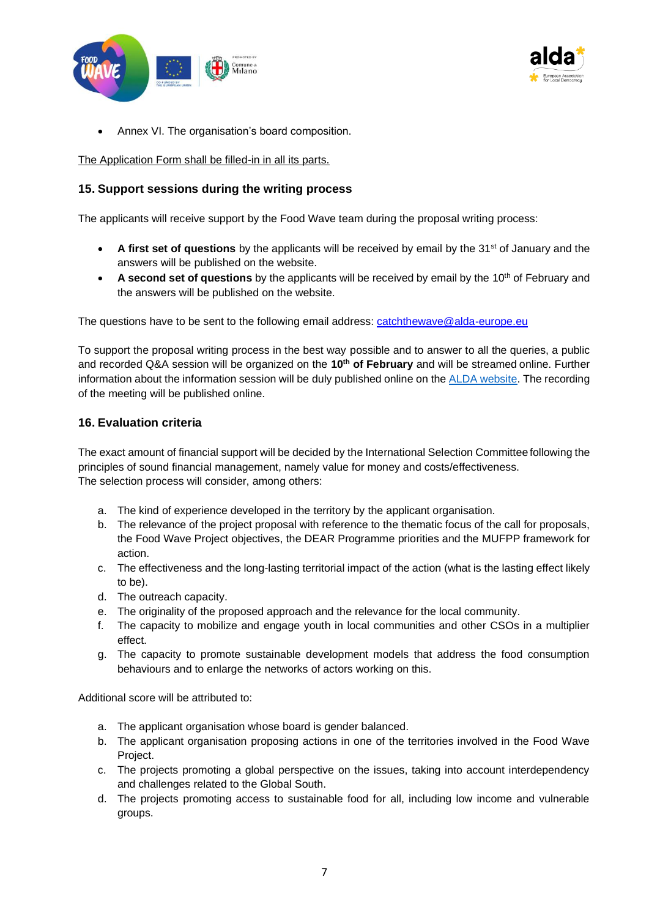- Annex VI. The organisation's board composition.

The Application Form shall be filled-in in all its parts.

### 15. Support sessions during the writing process

The applicants will receive support by the Food Wave team during the proposal writing process:

- **A first set of questions** by the applicants will be received by email by the 31st of January and the answers will be published on the website.
- **A second set of questions** by the applicants will be received by email by the 10th of February and the answers will be published on the website.

The questions have to be sent to the following email address: catchthewave@alda-europe.eu

To support the proposal writing process in the best way possible and to answer to all the queries, a public and recorded Q&A session will be organized on the **10th of February** and will be streamed online. Further information about the information session will be duly published online on the ALDA website. The recording of the meeting will be published online.

### 16. Evaluation criteria

The exact amount of financial support will be decided by the International Selection Committee following the principles of sound financial management, namely value for money and costs/effectiveness.
The selection process will consider, among others:

a. The kind of experience developed in the territory by the applicant organisation.
b. The relevance of the project proposal with reference to the thematic focus of the call for proposals, the Food Wave Project objectives, the DEAR Programme priorities and the MUFPP framework for action.
c. The effectiveness and the long-lasting territorial impact of the action (what is the lasting effect likely to be).
d. The outreach capacity.
e. The originality of the proposed approach and the relevance for the local community.
f. The capacity to mobilize and engage youth in local communities and other CSOs in a multiplier effect.
g. The capacity to promote sustainable development models that address the food consumption behaviours and to enlarge the networks of actors working on this.

Additional score will be attributed to:

a. The applicant organisation whose board is gender balanced.
b. The applicant organisation proposing actions in one of the territories involved in the Food Wave Project.
c. The projects promoting a global perspective on the issues, taking into account interdependency and challenges related to the Global South.
d. The projects promoting access to sustainable food for all, including low income and vulnerable groups.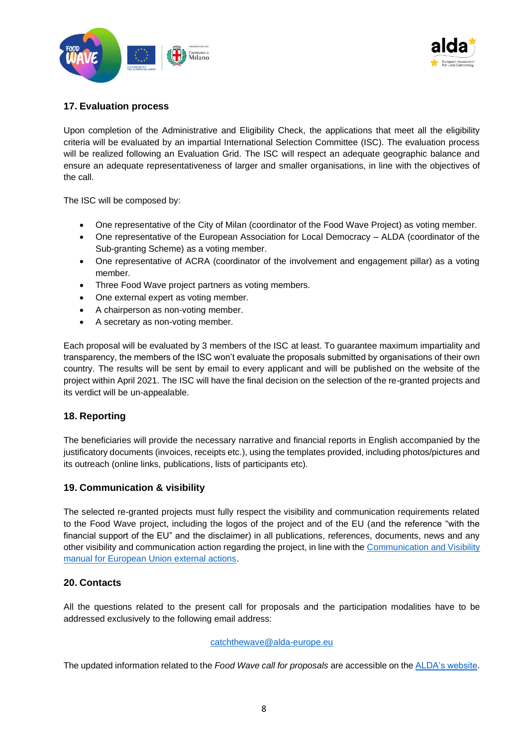## 17. Evaluation process

Upon completion of the Administrative and Eligibility Check, the applications that meet all the eligibility criteria will be evaluated by an impartial International Selection Committee (ISC). The evaluation process will be realized following an Evaluation Grid. The ISC will respect an adequate geographic balance and ensure an adequate representativeness of larger and smaller organisations, in line with the objectives of the call.

The ISC will be composed by:

- One representative of the City of Milan (coordinator of the Food Wave Project) as voting member.
- One representative of the European Association for Local Democracy – ALDA (coordinator of the Sub-granting Scheme) as a voting member.
- One representative of ACRA (coordinator of the involvement and engagement pillar) as a voting member.
- Three Food Wave project partners as voting members.
- One external expert as voting member.
- A chairperson as non-voting member.
- A secretary as non-voting member.

Each proposal will be evaluated by 3 members of the ISC at least. To guarantee maximum impartiality and transparency, the members of the ISC won't evaluate the proposals submitted by organisations of their own country. The results will be sent by email to every applicant and will be published on the website of the project within April 2021. The ISC will have the final decision on the selection of the re-granted projects and its verdict will be un-appealable.

## 18. Reporting

The beneficiaries will provide the necessary narrative and financial reports in English accompanied by the justificatory documents (invoices, receipts etc.), using the templates provided, including photos/pictures and its outreach (online links, publications, lists of participants etc).

## 19. Communication & visibility

The selected re-granted projects must fully respect the visibility and communication requirements related to the Food Wave project, including the logos of the project and of the EU (and the reference "with the financial support of the EU" and the disclaimer) in all publications, references, documents, news and any other visibility and communication action regarding the project, in line with the Communication and Visibility manual for European Union external actions.

## 20. Contacts

All the questions related to the present call for proposals and the participation modalities have to be addressed exclusively to the following email address:

catchthewave@alda-europe.eu

The updated information related to the *Food Wave call for proposals* are accessible on the ALDA's website.